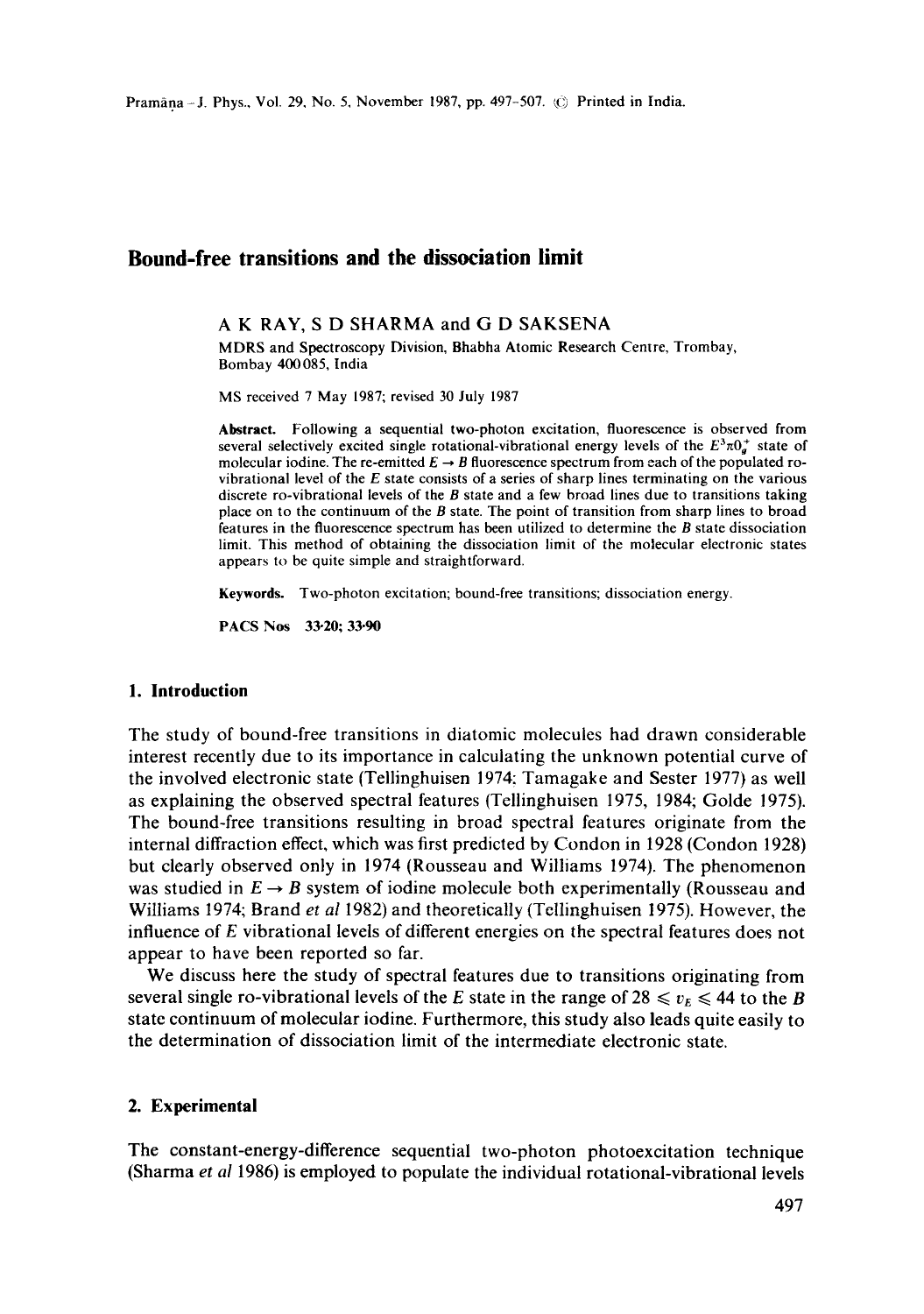# Bound-free transitions and the dissociation limit

A K RAY, S D SHARMA and G D SAKSENA

MDRS and Spectroscopy Division, Bhabha Atomic Research Centre, Trombay, Bombay 400085, India

MS received 7 May 1987; revised 30 July 1987

**Abstract.** Following a sequential two-photon excitation, fluorescence is observed from several selectively excited single rotational-vibrational energy levels of the $E^3\pi 0_g^+$ state of molecular iodine. The re-emitted $E \rightarrow B$ fluorescence spectrum from each of the populated ro-vibrational level of the $E$ state consists of a series of sharp lines terminating on the various discrete ro-vibrational levels of the $B$ state and a few broad lines due to transitions taking place on to the continuum of the $B$ state. The point of transition from sharp lines to broad features in the fluorescence spectrum has been utilized to determine the $B$ state dissociation limit. This method of obtaining the dissociation limit of the molecular electronic states appears to be quite simple and straightforward.

**Keywords.** Two-photon excitation; bound-free transitions; dissociation energy.

**PACS Nos** 33·20; 33·90

## 1. Introduction

The study of bound-free transitions in diatomic molecules had drawn considerable interest recently due to its importance in calculating the unknown potential curve of the involved electronic state (Tellinghuisen 1974; Tamagake and Sester 1977) as well as explaining the observed spectral features (Tellinghuisen 1975, 1984; Golde 1975). The bound-free transitions resulting in broad spectral features originate from the internal diffraction effect, which was first predicted by Condon in 1928 (Condon 1928) but clearly observed only in 1974 (Rousseau and Williams 1974). The phenomenon was studied in $E \rightarrow B$ system of iodine molecule both experimentally (Rousseau and Williams 1974; Brand *et al* 1982) and theoretically (Tellinghuisen 1975). However, the influence of $E$ vibrational levels of different energies on the spectral features does not appear to have been reported so far.

We discuss here the study of spectral features due to transitions originating from several single ro-vibrational levels of the $E$ state in the range of $28 \leqslant v_E \leqslant 44$ to the $B$ state continuum of molecular iodine. Furthermore, this study also leads quite easily to the determination of dissociation limit of the intermediate electronic state.

## 2. Experimental

The constant-energy-difference sequential two-photon photoexcitation technique (Sharma *et al* 1986) is employed to populate the individual rotational-vibrational levels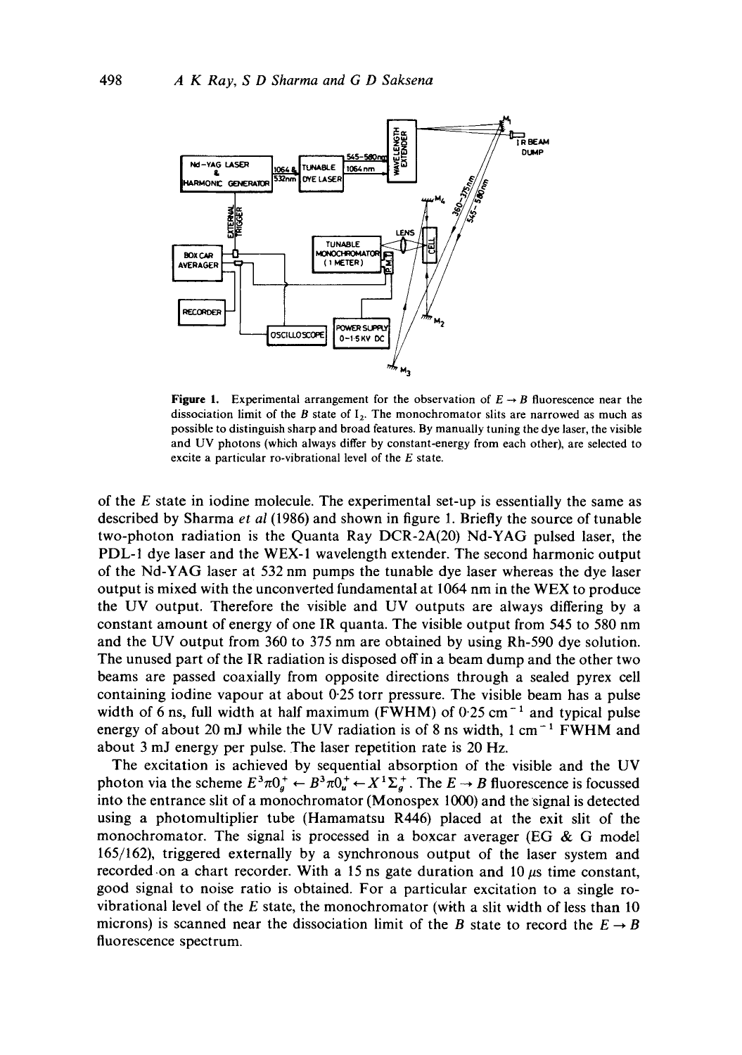**Figure 1.** Experimental arrangement for the observation of $E \rightarrow B$ fluorescence near the dissociation limit of the $B$ state of $I_2$. The monochromator slits are narrowed as much as possible to distinguish sharp and broad features. By manually tuning the dye laser, the visible and UV photons (which always differ by constant-energy from each other), are selected to excite a particular ro-vibrational level of the $E$ state.

of the $E$ state in iodine molecule. The experimental set-up is essentially the same as described by Sharma *et al* (1986) and shown in figure 1. Briefly the source of tunable two-photon radiation is the Quanta Ray DCR-2A(20) Nd-YAG pulsed laser, the PDL-1 dye laser and the WEX-1 wavelength extender. The second harmonic output of the Nd-YAG laser at 532 nm pumps the tunable dye laser whereas the dye laser output is mixed with the unconverted fundamental at 1064 nm in the WEX to produce the UV output. Therefore the visible and UV outputs are always differing by a constant amount of energy of one IR quanta. The visible output from 545 to 580 nm and the UV output from 360 to 375 nm are obtained by using Rh-590 dye solution. The unused part of the IR radiation is disposed off in a beam dump and the other two beams are passed coaxially from opposite directions through a sealed pyrex cell containing iodine vapour at about 0·25 torr pressure. The visible beam has a pulse width of 6 ns, full width at half maximum (FWHM) of 0·25 $cm^{-1}$ and typical pulse energy of about 20 mJ while the UV radiation is of 8 ns width, 1 $cm^{-1}$ FWHM and about 3 mJ energy per pulse. The laser repetition rate is 20 Hz.

The excitation is achieved by sequential absorption of the visible and the UV photon via the scheme $E^3\pi 0_g^+ \leftarrow B^3\pi 0_u^+ \leftarrow X^1\Sigma_g^+$. The $E \rightarrow B$ fluorescence is focussed into the entrance slit of a monochromator (Monospex 1000) and the signal is detected using a photomultiplier tube (Hamamatsu R446) placed at the exit slit of the monochromator. The signal is processed in a boxcar averager (EG & G model 165/162), triggered externally by a synchronous output of the laser system and recorded on a chart recorder. With a 15 ns gate duration and 10 $\mu$s time constant, good signal to noise ratio is obtained. For a particular excitation to a single ro-vibrational level of the $E$ state, the monochromator (with a slit width of less than 10 microns) is scanned near the dissociation limit of the $B$ state to record the $E \rightarrow B$ fluorescence spectrum.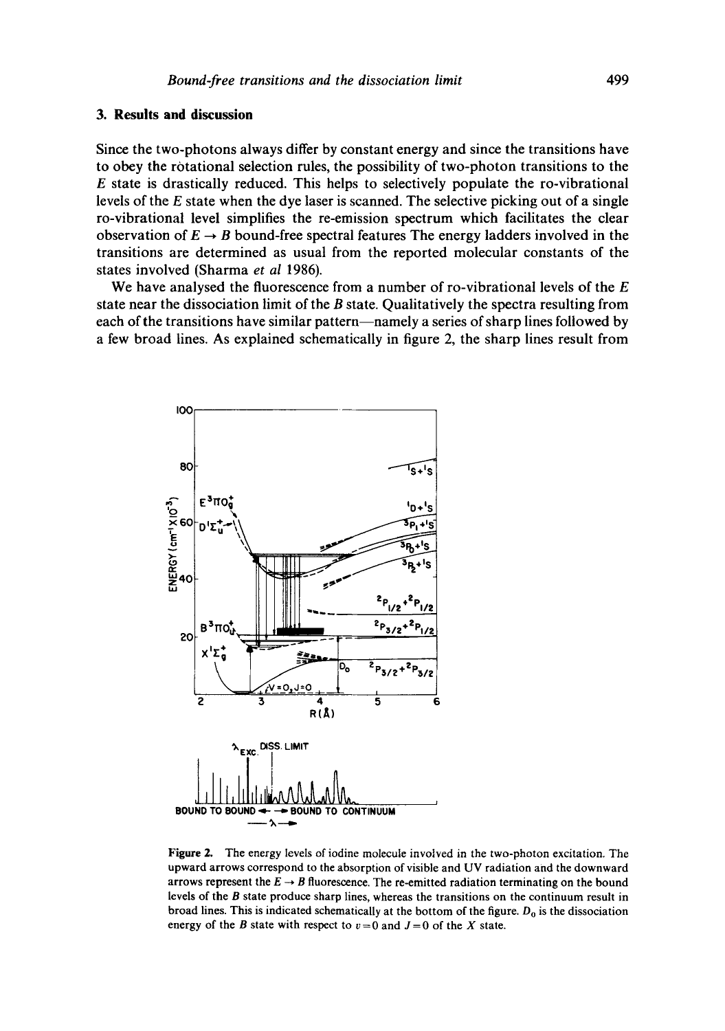## 3. Results and discussion

Since the two-photons always differ by constant energy and since the transitions have to obey the rotational selection rules, the possibility of two-photon transitions to the $E$ state is drastically reduced. This helps to selectively populate the ro-vibrational levels of the $E$ state when the dye laser is scanned. The selective picking out of a single ro-vibrational level simplifies the re-emission spectrum which facilitates the clear observation of $E \rightarrow B$ bound-free spectral features The energy ladders involved in the transitions are determined as usual from the reported molecular constants of the states involved (Sharma *et al* 1986).

We have analysed the fluorescence from a number of ro-vibrational levels of the $E$ state near the dissociation limit of the $B$ state. Qualitatively the spectra resulting from each of the transitions have similar pattern—namely a series of sharp lines followed by a few broad lines. As explained schematically in figure 2, the sharp lines result from

**Figure 2.** The energy levels of iodine molecule involved in the two-photon excitation. The upward arrows correspond to the absorption of visible and UV radiation and the downward arrows represent the $E \rightarrow B$ fluorescence. The re-emitted radiation terminating on the bound levels of the $B$ state produce sharp lines, whereas the transitions on the continuum result in broad lines. This is indicated schematically at the bottom of the figure. $D_0$ is the dissociation energy of the $B$ state with respect to $v = 0$ and $J = 0$ of the $X$ state.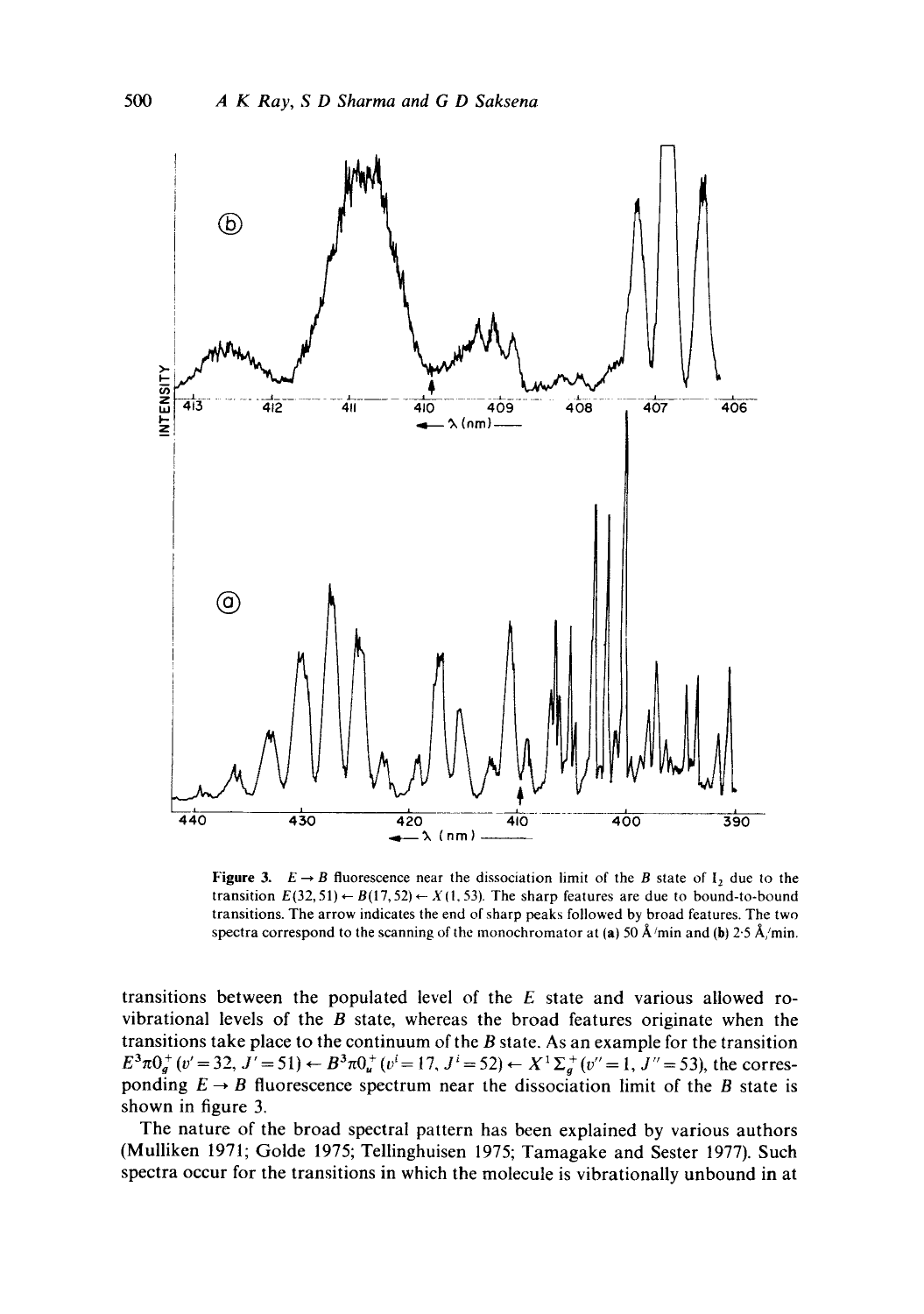**Figure 3.** $E \rightarrow B$ fluorescence near the dissociation limit of the $B$ state of $I_2$ due to the transition $E(32, 51) \leftarrow B(17, 52) \leftarrow X(1, 53)$. The sharp features are due to bound-to-bound transitions. The arrow indicates the end of sharp peaks followed by broad features. The two spectra correspond to the scanning of the monochromator at (**a**) 50 Å/min and (**b**) 2·5 Å/min.

transitions between the populated level of the $E$ state and various allowed ro-vibrational levels of the $B$ state, whereas the broad features originate when the transitions take place to the continuum of the $B$ state. As an example for the transition $E^3\pi 0_g^+$ ($v' = 32$, $J' = 51$) $\leftarrow$ $B^3\pi 0_u^+$ ($v^i = 17$, $J^i = 52$) $\leftarrow$ $X^1\Sigma_g^+$ ($v'' = 1$, $J'' = 53$), the corresponding $E \rightarrow B$ fluorescence spectrum near the dissociation limit of the $B$ state is shown in figure 3.

The nature of the broad spectral pattern has been explained by various authors (Mulliken 1971; Golde 1975; Tellinghuisen 1975; Tamagake and Sester 1977). Such spectra occur for the transitions in which the molecule is vibrationally unbound in at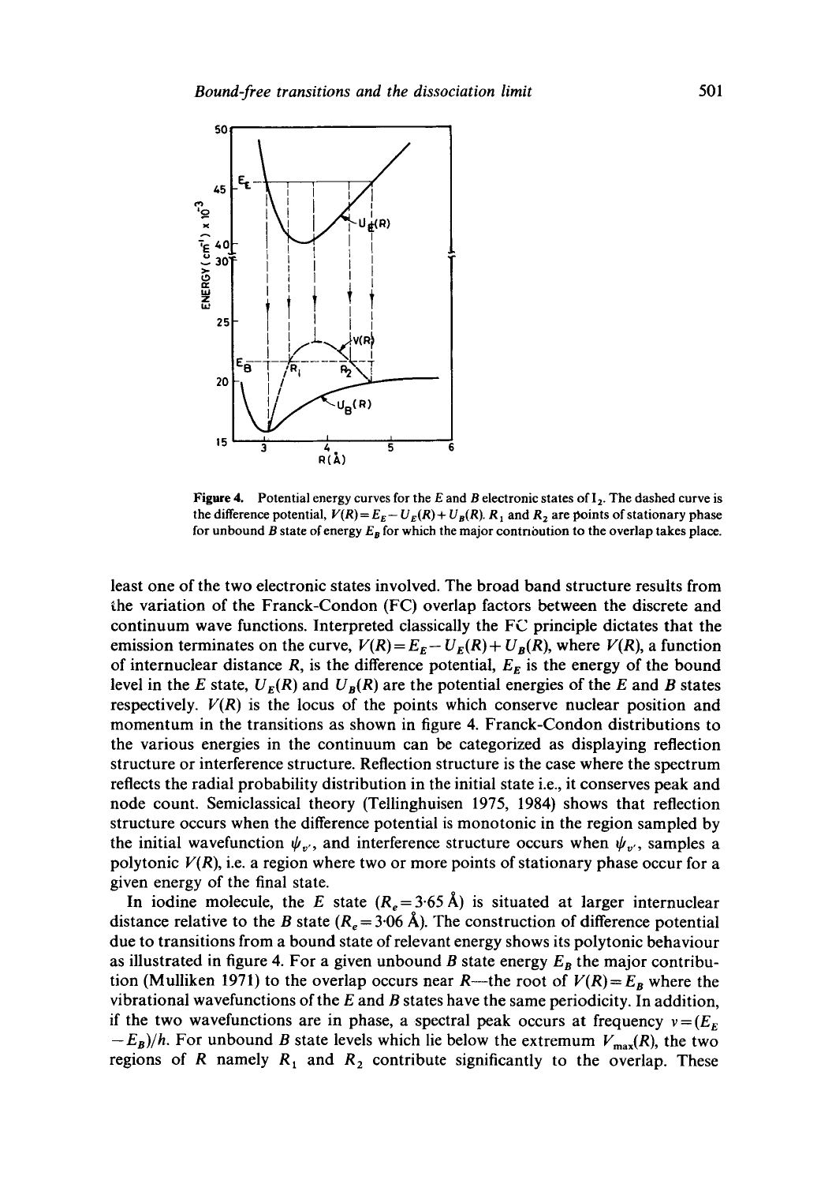**Figure 4.** Potential energy curves for the $E$ and $B$ electronic states of $I_2$. The dashed curve is the difference potential, $V(R)=E_E-U_E(R)+U_B(R)$. $R_1$ and $R_2$ are points of stationary phase for unbound $B$ state of energy $E_B$ for which the major contribution to the overlap takes place.

least one of the two electronic states involved. The broad band structure results from the variation of the Franck-Condon (FC) overlap factors between the discrete and continuum wave functions. Interpreted classically the FC principle dictates that the emission terminates on the curve, $V(R)=E_E-U_E(R)+U_B(R)$, where $V(R)$, a function of internuclear distance $R$, is the difference potential, $E_E$ is the energy of the bound level in the $E$ state, $U_E(R)$ and $U_B(R)$ are the potential energies of the $E$ and $B$ states respectively. $V(R)$ is the locus of the points which conserve nuclear position and momentum in the transitions as shown in figure 4. Franck-Condon distributions to the various energies in the continuum can be categorized as displaying reflection structure or interference structure. Reflection structure is the case where the spectrum reflects the radial probability distribution in the initial state i.e., it conserves peak and node count. Semiclassical theory (Tellinghuisen 1975, 1984) shows that reflection structure occurs when the difference potential is monotonic in the region sampled by the initial wavefunction $\psi_{v'}$, and interference structure occurs when $\psi_{v'}$ samples a polytonic $V(R)$, i.e. a region where two or more points of stationary phase occur for a given energy of the final state.

In iodine molecule, the $E$ state ($R_e=3\cdot65$ Å) is situated at larger internuclear distance relative to the $B$ state ($R_e=3\cdot06$ Å). The construction of difference potential due to transitions from a bound state of relevant energy shows its polytonic behaviour as illustrated in figure 4. For a given unbound $B$ state energy $E_B$ the major contribution (Mulliken 1971) to the overlap occurs near $R$—the root of $V(R)=E_B$ where the vibrational wavefunctions of the $E$ and $B$ states have the same periodicity. In addition, if the two wavefunctions are in phase, a spectral peak occurs at frequency $\nu=(E_E-E_B)/h$. For unbound $B$ state levels which lie below the extremum $V_{max}(R)$, the two regions of $R$ namely $R_1$ and $R_2$ contribute significantly to the overlap. These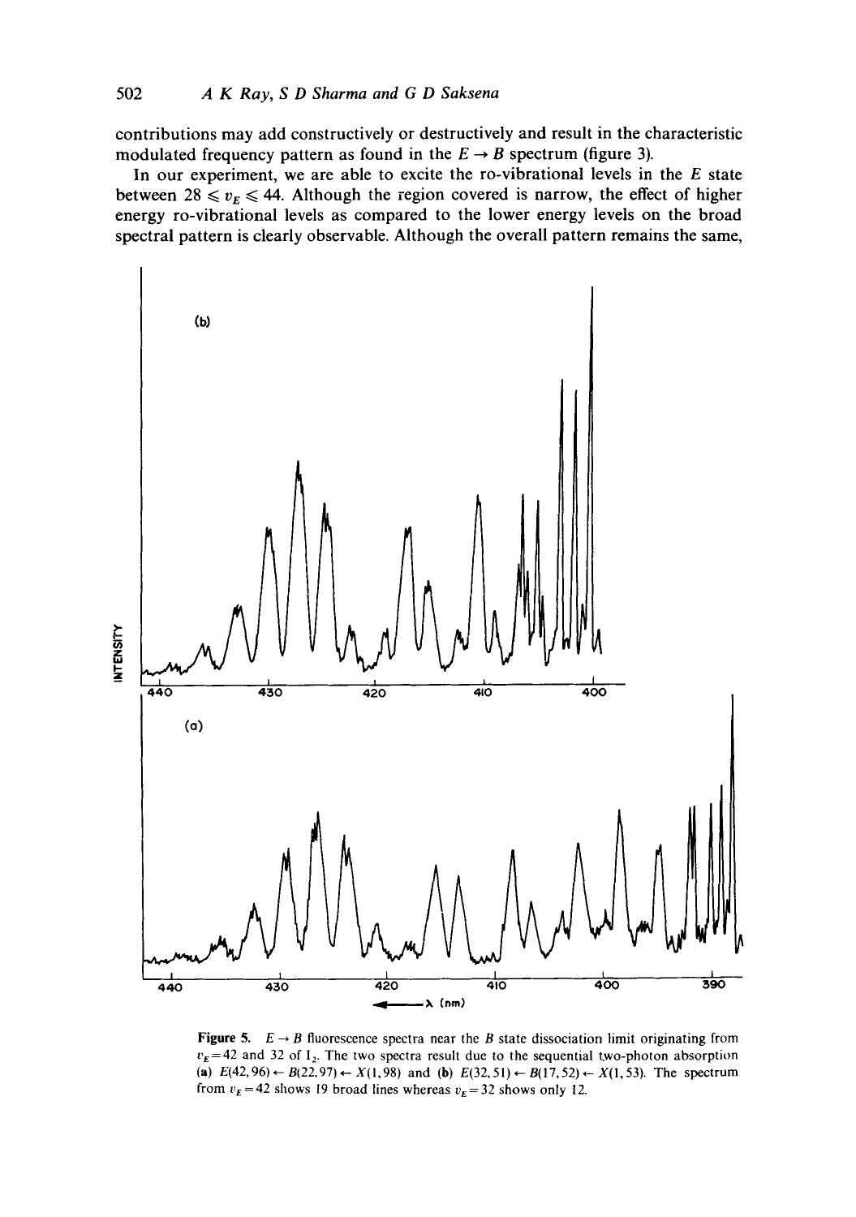contributions may add constructively or destructively and result in the characteristic modulated frequency pattern as found in the $E \rightarrow B$ spectrum (figure 3).

In our experiment, we are able to excite the ro-vibrational levels in the $E$ state between $28 \leqslant v_E \leqslant 44$. Although the region covered is narrow, the effect of higher energy ro-vibrational levels as compared to the lower energy levels on the broad spectral pattern is clearly observable. Although the overall pattern remains the same,

**Figure 5.** $E \rightarrow B$ fluorescence spectra near the $B$ state dissociation limit originating from $v_E = 42$ and 32 of $I_2$. The two spectra result due to the sequential two-photon absorption (**a**) $E(42, 96) \leftarrow B(22, 97) \leftarrow X(1, 98)$ and (**b**) $E(32, 51) \leftarrow B(17, 52) \leftarrow X(1, 53)$. The spectrum from $v_E = 42$ shows 19 broad lines whereas $v_E = 32$ shows only 12.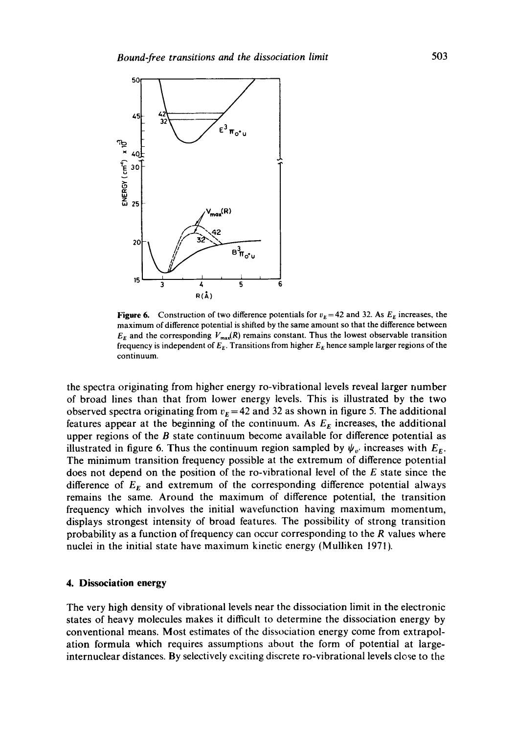Figure 6. Construction of two difference potentials for $v_E = 42$ and 32. As $E_E$ increases, the maximum of difference potential is shifted by the same amount so that the difference between $E_E$ and the corresponding $V_{max}(R)$ remains constant. Thus the lowest observable transition frequency is independent of $E_E$. Transitions from higher $E_E$ hence sample larger regions of the continuum.

the spectra originating from higher energy ro-vibrational levels reveal larger number of broad lines than that from lower energy levels. This is illustrated by the two observed spectra originating from $v_E = 42$ and 32 as shown in figure 5. The additional features appear at the beginning of the continuum. As $E_E$ increases, the additional upper regions of the $B$ state continuum become available for difference potential as illustrated in figure 6. Thus the continuum region sampled by $\psi_{v'}$ increases with $E_E$. The minimum transition frequency possible at the extremum of difference potential does not depend on the position of the ro-vibrational level of the $E$ state since the difference of $E_E$ and extremum of the corresponding difference potential always remains the same. Around the maximum of difference potential, the transition frequency which involves the initial wavefunction having maximum momentum, displays strongest intensity of broad features. The possibility of strong transition probability as a function of frequency can occur corresponding to the $R$ values where nuclei in the initial state have maximum kinetic energy (Mulliken 1971).

## 4. Dissociation energy

The very high density of vibrational levels near the dissociation limit in the electronic states of heavy molecules makes it difficult to determine the dissociation energy by conventional means. Most estimates of the dissociation energy come from extrapolation formula which requires assumptions about the form of potential at large-internuclear distances. By selectively exciting discrete ro-vibrational levels close to the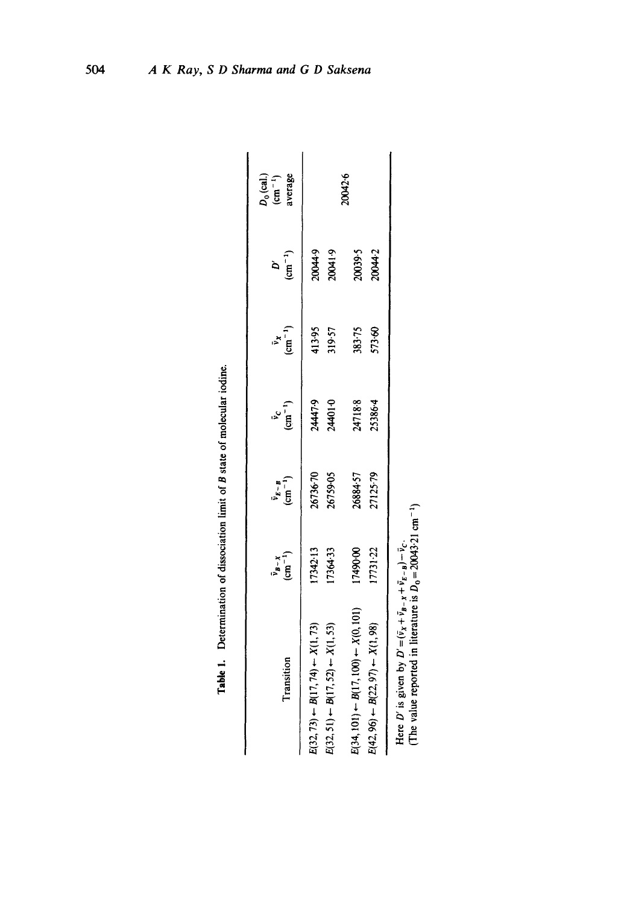**Table 1.** Determination of dissociation limit of $B$ state of molecular iodine.

| Transition | $\bar{\nu}_{B-X}$ ($cm^{-1}$) | $\bar{\nu}_{E-B}$ ($cm^{-1}$) | $\bar{\nu}_C$ ($cm^{-1}$) | $\bar{\nu}_X$ ($cm^{-1}$) | $D'$ ($cm^{-1}$) | $D_0$ (cal.) ($cm^{-1}$) average |
|---|---|---|---|---|---|---|
| $E(32, 73) \leftarrow B(17, 74) \leftarrow X(1, 73)$ | 17342·13 | 26736·70 | 24447·9 | 413·95 | 20044·9 | |
| $E(32, 51) \leftarrow B(17, 52) \leftarrow X(1, 53)$ | 17364·33 | 26759·05 | 24401·0 | 319·57 | 20041·9 | |
| | | | | | | 20042·6 |
| $E(34, 101) \leftarrow B(17, 100) \leftarrow X(0, 101)$ | 17490·00 | 26884·57 | 24718·8 | 383·75 | 20039·5 | |
| $E(42, 96) \leftarrow B(22, 97) \leftarrow X(1, 98)$ | 17731·22 | 27125·79 | 25386·4 | 573·60 | 20044·2 | |

Here $D'$ is given by $D' = (\bar{\nu}_X + \bar{\nu}_{B-X} + \bar{\nu}_{E-B}) - \bar{\nu}_C$.
(The value reported in literature is $D_0 = 20043{\cdot}21\ cm^{-1}$)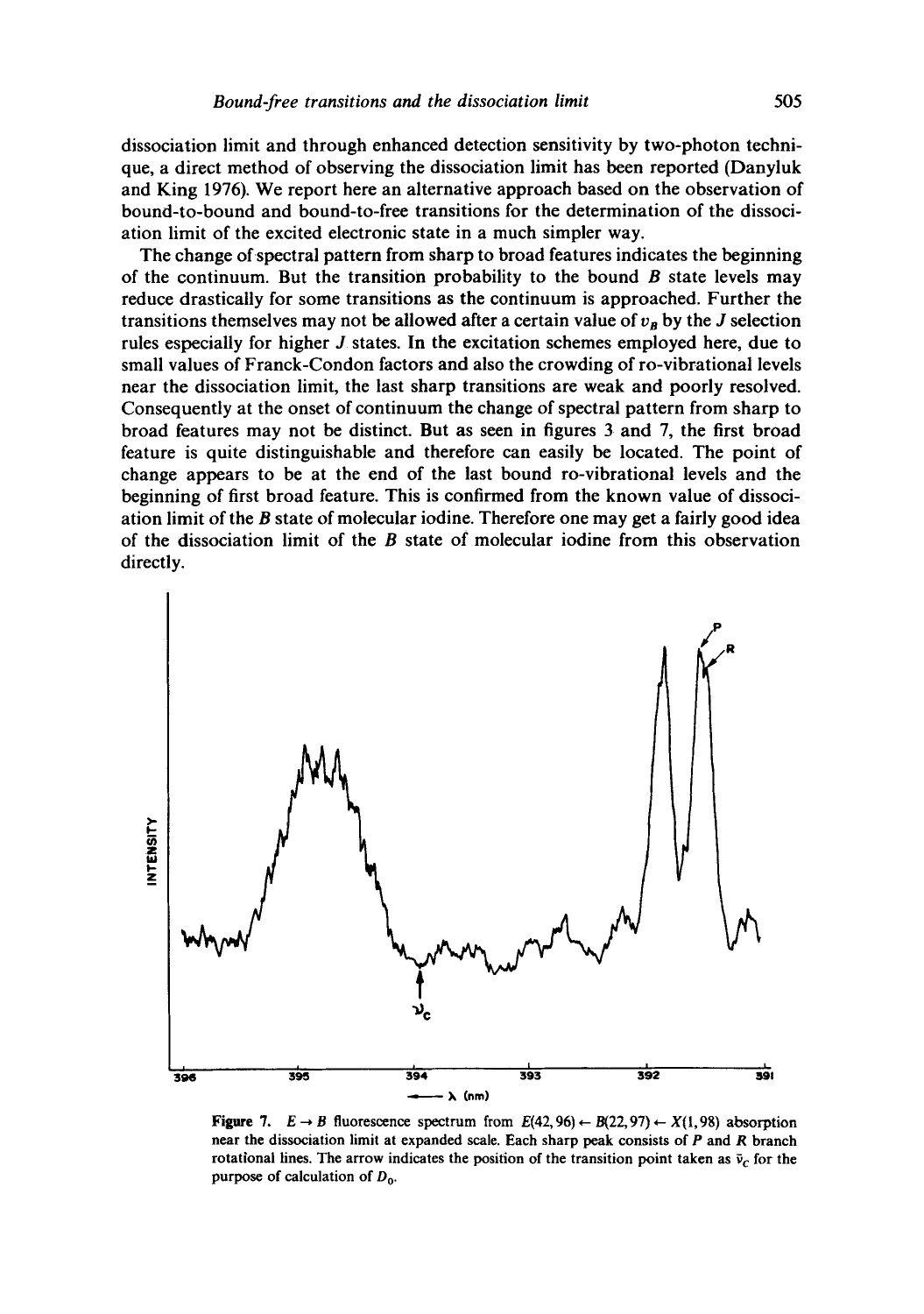dissociation limit and through enhanced detection sensitivity by two-photon technique, a direct method of observing the dissociation limit has been reported (Danyluk and King 1976). We report here an alternative approach based on the observation of bound-to-bound and bound-to-free transitions for the determination of the dissociation limit of the excited electronic state in a much simpler way.

The change of spectral pattern from sharp to broad features indicates the beginning of the continuum. But the transition probability to the bound $B$ state levels may reduce drastically for some transitions as the continuum is approached. Further the transitions themselves may not be allowed after a certain value of $v_B$ by the $J$ selection rules especially for higher $J$ states. In the excitation schemes employed here, due to small values of Franck-Condon factors and also the crowding of ro-vibrational levels near the dissociation limit, the last sharp transitions are weak and poorly resolved. Consequently at the onset of continuum the change of spectral pattern from sharp to broad features may not be distinct. But as seen in figures 3 and 7, the first broad feature is quite distinguishable and therefore can easily be located. The point of change appears to be at the end of the last bound ro-vibrational levels and the beginning of first broad feature. This is confirmed from the known value of dissociation limit of the $B$ state of molecular iodine. Therefore one may get a fairly good idea of the dissociation limit of the $B$ state of molecular iodine from this observation directly.

**Figure 7.** $E \rightarrow B$ fluorescence spectrum from $E(42, 96) \leftarrow B(22, 97) \leftarrow X(1, 98)$ absorption near the dissociation limit at expanded scale. Each sharp peak consists of $P$ and $R$ branch rotational lines. The arrow indicates the position of the transition point taken as $\bar{\nu}_C$ for the purpose of calculation of $D_0$.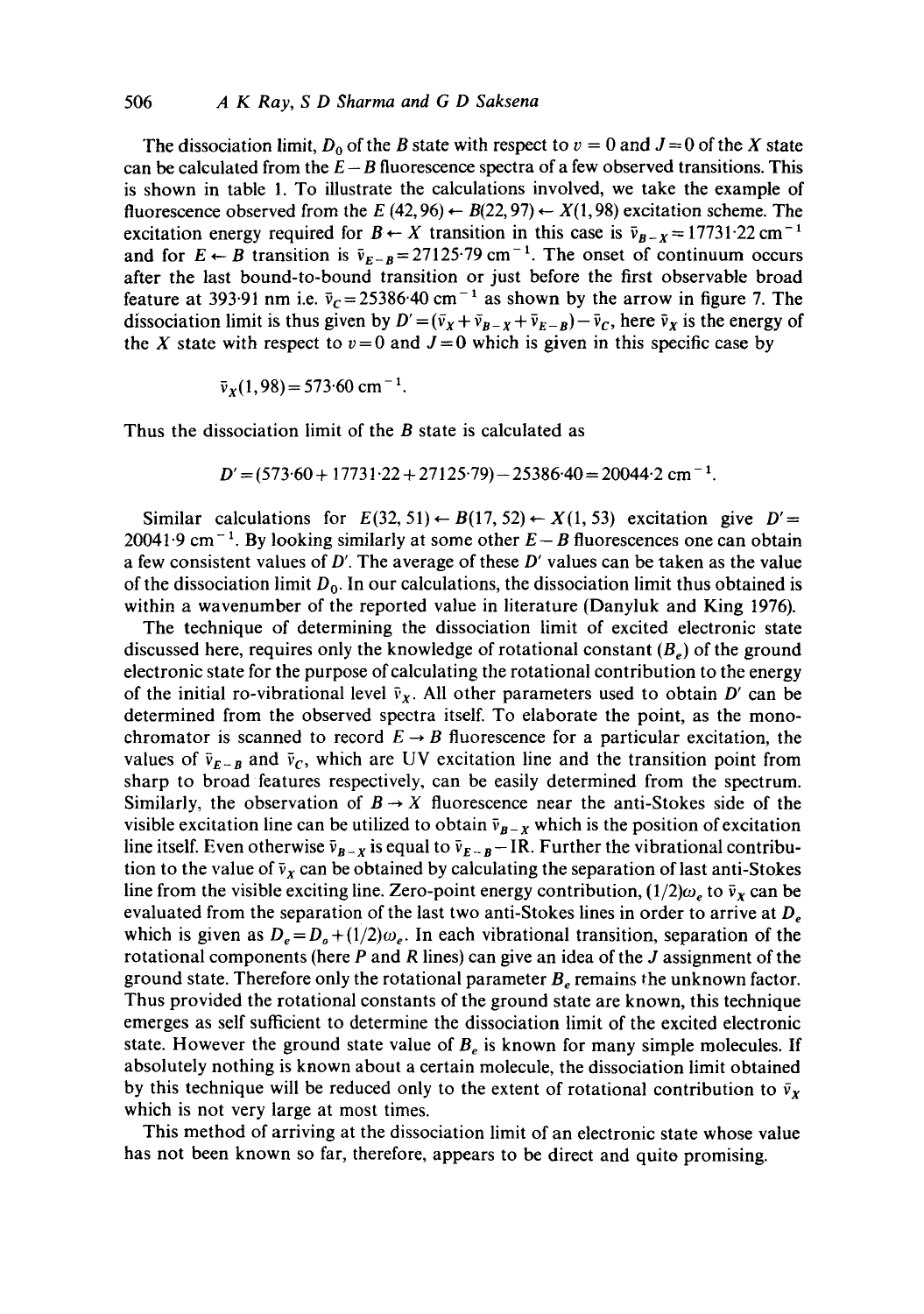The dissociation limit, $D_0$ of the $B$ state with respect to $v=0$ and $J=0$ of the $X$ state can be calculated from the $E-B$ fluorescence spectra of a few observed transitions. This is shown in table 1. To illustrate the calculations involved, we take the example of fluorescence observed from the $E(42,96) \leftarrow B(22,97) \leftarrow X(1,98)$ excitation scheme. The excitation energy required for $B \leftarrow X$ transition in this case is $\bar{\nu}_{B-X} = 17731{\cdot}22\ \text{cm}^{-1}$ and for $E \leftarrow B$ transition is $\bar{\nu}_{E-B} = 27125{\cdot}79\ \text{cm}^{-1}$. The onset of continuum occurs after the last bound-to-bound transition or just before the first observable broad feature at 393·91 nm i.e. $\bar{\nu}_C = 25386{\cdot}40\ \text{cm}^{-1}$ as shown by the arrow in figure 7. The dissociation limit is thus given by $D' = (\bar{\nu}_X + \bar{\nu}_{B-X} + \bar{\nu}_{E-B}) - \bar{\nu}_C$, here $\bar{\nu}_X$ is the energy of the $X$ state with respect to $v=0$ and $J=0$ which is given in this specific case by

$$\bar{\nu}_X(1,98) = 573{\cdot}60\ \text{cm}^{-1}.$$

Thus the dissociation limit of the $B$ state is calculated as

$$D' = (573{\cdot}60 + 17731{\cdot}22 + 27125{\cdot}79) - 25386{\cdot}40 = 20044{\cdot}2\ \text{cm}^{-1}.$$

Similar calculations for $E(32,51) \leftarrow B(17,52) \leftarrow X(1,53)$ excitation give $D' = 20041{\cdot}9\ \text{cm}^{-1}$. By looking similarly at some other $E-B$ fluorescences one can obtain a few consistent values of $D'$. The average of these $D'$ values can be taken as the value of the dissociation limit $D_0$. In our calculations, the dissociation limit thus obtained is within a wavenumber of the reported value in literature (Danyluk and King 1976).

The technique of determining the dissociation limit of excited electronic state discussed here, requires only the knowledge of rotational constant ($B_e$) of the ground electronic state for the purpose of calculating the rotational contribution to the energy of the initial ro-vibrational level $\bar{\nu}_X$. All other parameters used to obtain $D'$ can be determined from the observed spectra itself. To elaborate the point, as the monochromator is scanned to record $E \rightarrow B$ fluorescence for a particular excitation, the values of $\bar{\nu}_{E-B}$ and $\bar{\nu}_C$, which are UV excitation line and the transition point from sharp to broad features respectively, can be easily determined from the spectrum. Similarly, the observation of $B \rightarrow X$ fluorescence near the anti-Stokes side of the visible excitation line can be utilized to obtain $\bar{\nu}_{B-X}$ which is the position of excitation line itself. Even otherwise $\bar{\nu}_{B-X}$ is equal to $\bar{\nu}_{E-B} - \text{IR}$. Further the vibrational contribution to the value of $\bar{\nu}_X$ can be obtained by calculating the separation of last anti-Stokes line from the visible exciting line. Zero-point energy contribution, $(1/2)\omega_e$ to $\bar{\nu}_X$ can be evaluated from the separation of the last two anti-Stokes lines in order to arrive at $D_e$ which is given as $D_e = D_o + (1/2)\omega_e$. In each vibrational transition, separation of the rotational components (here $P$ and $R$ lines) can give an idea of the $J$ assignment of the ground state. Therefore only the rotational parameter $B_e$ remains the unknown factor. Thus provided the rotational constants of the ground state are known, this technique emerges as self sufficient to determine the dissociation limit of the excited electronic state. However the ground state value of $B_e$ is known for many simple molecules. If absolutely nothing is known about a certain molecule, the dissociation limit obtained by this technique will be reduced only to the extent of rotational contribution to $\bar{\nu}_X$ which is not very large at most times.

This method of arriving at the dissociation limit of an electronic state whose value has not been known so far, therefore, appears to be direct and quite promising.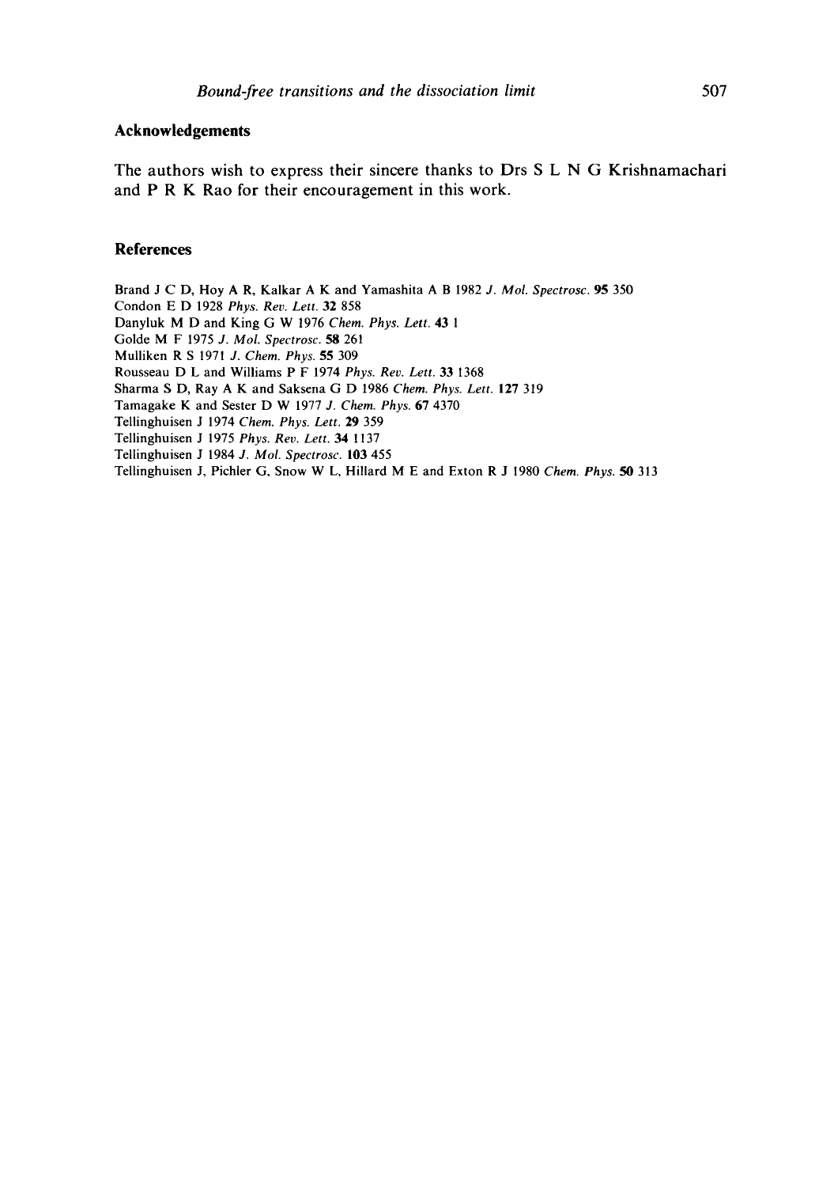## Acknowledgements

The authors wish to express their sincere thanks to Drs S L N G Krishnamachari and P R K Rao for their encouragement in this work.

## References

Brand J C D, Hoy A R, Kalkar A K and Yamashita A B 1982 *J. Mol. Spectrosc.* **95** 350
Condon E D 1928 *Phys. Rev. Lett.* **32** 858
Danyluk M D and King G W 1976 *Chem. Phys. Lett.* **43** 1
Golde M F 1975 *J. Mol. Spectrosc.* **58** 261
Mulliken R S 1971 *J. Chem. Phys.* **55** 309
Rousseau D L and Williams P F 1974 *Phys. Rev. Lett.* **33** 1368
Sharma S D, Ray A K and Saksena G D 1986 *Chem. Phys. Lett.* **127** 319
Tamagake K and Sester D W 1977 *J. Chem. Phys.* **67** 4370
Tellinghuisen J 1974 *Chem. Phys. Lett.* **29** 359
Tellinghuisen J 1975 *Phys. Rev. Lett.* **34** 1137
Tellinghuisen J 1984 *J. Mol. Spectrosc.* **103** 455
Tellinghuisen J, Pichler G, Snow W L, Hillard M E and Exton R J 1980 *Chem. Phys.* **50** 313